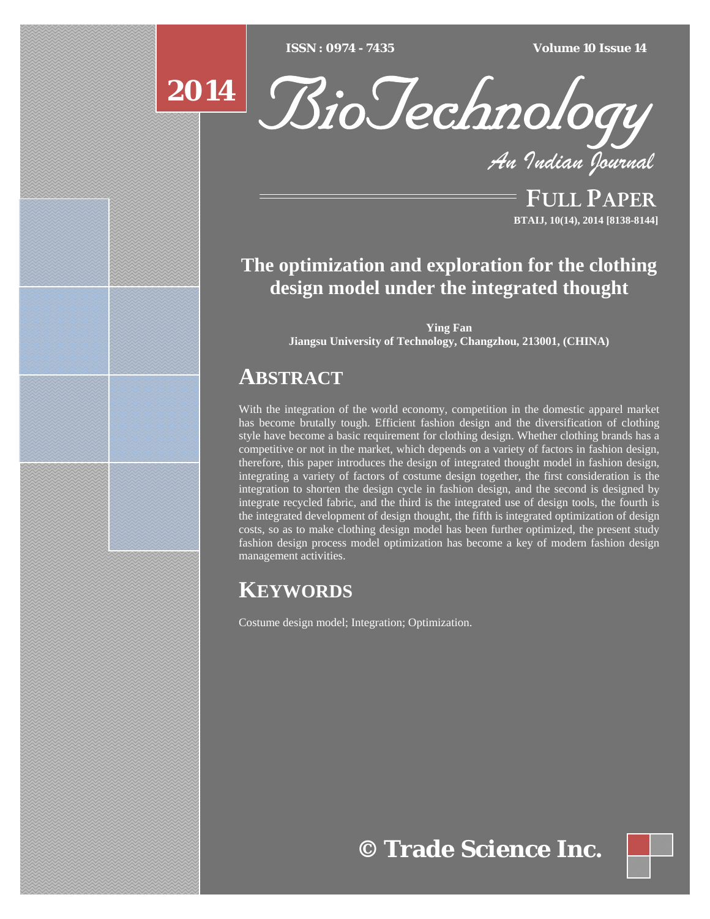# The optimization and exploration for the clothing design model under the integrated thought

**Ying Fan**
**Jiangsu University of Technology, Changzhou, 213001, (CHINA)**

## ABSTRACT

With the integration of the world economy, competition in the domestic apparel market has become brutally tough. Efficient fashion design and the diversification of clothing style have become a basic requirement for clothing design. Whether clothing brands has a competitive or not in the market, which depends on a variety of factors in fashion design, therefore, this paper introduces the design of integrated thought model in fashion design, integrating a variety of factors of costume design together, the first consideration is the integration to shorten the design cycle in fashion design, and the second is designed by integrate recycled fabric, and the third is the integrated use of design tools, the fourth is the integrated development of design thought, the fifth is integrated optimization of design costs, so as to make clothing design model has been further optimized, the present study fashion design process model optimization has become a key of modern fashion design management activities.

## KEYWORDS

Costume design model; Integration; Optimization.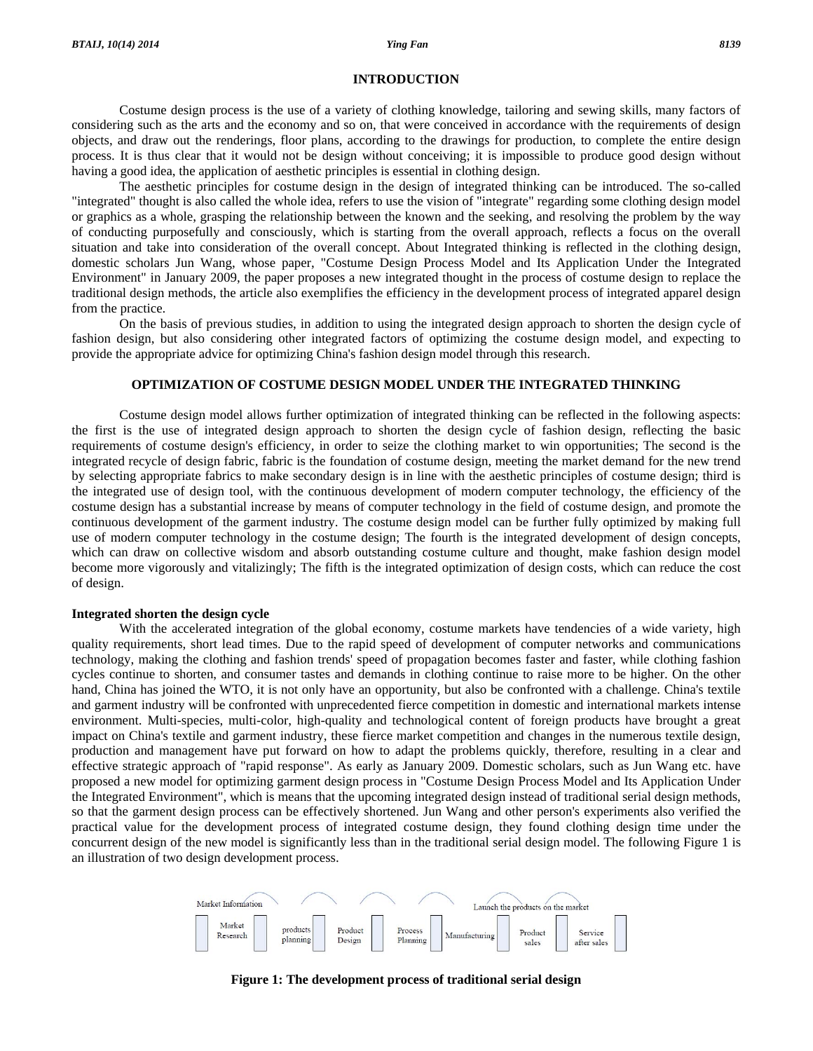## INTRODUCTION

Costume design process is the use of a variety of clothing knowledge, tailoring and sewing skills, many factors of considering such as the arts and the economy and so on, that were conceived in accordance with the requirements of design objects, and draw out the renderings, floor plans, according to the drawings for production, to complete the entire design process. It is thus clear that it would not be design without conceiving; it is impossible to produce good design without having a good idea, the application of aesthetic principles is essential in clothing design.

The aesthetic principles for costume design in the design of integrated thinking can be introduced. The so-called "integrated" thought is also called the whole idea, refers to use the vision of "integrate" regarding some clothing design model or graphics as a whole, grasping the relationship between the known and the seeking, and resolving the problem by the way of conducting purposefully and consciously, which is starting from the overall approach, reflects a focus on the overall situation and take into consideration of the overall concept. About Integrated thinking is reflected in the clothing design, domestic scholars Jun Wang, whose paper, "Costume Design Process Model and Its Application Under the Integrated Environment" in January 2009, the paper proposes a new integrated thought in the process of costume design to replace the traditional design methods, the article also exemplifies the efficiency in the development process of integrated apparel design from the practice.

On the basis of previous studies, in addition to using the integrated design approach to shorten the design cycle of fashion design, but also considering other integrated factors of optimizing the costume design model, and expecting to provide the appropriate advice for optimizing China's fashion design model through this research.

## OPTIMIZATION OF COSTUME DESIGN MODEL UNDER THE INTEGRATED THINKING

Costume design model allows further optimization of integrated thinking can be reflected in the following aspects: the first is the use of integrated design approach to shorten the design cycle of fashion design, reflecting the basic requirements of costume design's efficiency, in order to seize the clothing market to win opportunities; The second is the integrated recycle of design fabric, fabric is the foundation of costume design, meeting the market demand for the new trend by selecting appropriate fabrics to make secondary design is in line with the aesthetic principles of costume design; third is the integrated use of design tool, with the continuous development of modern computer technology, the efficiency of the costume design has a substantial increase by means of computer technology in the field of costume design, and promote the continuous development of the garment industry. The costume design model can be further fully optimized by making full use of modern computer technology in the costume design; The fourth is the integrated development of design concepts, which can draw on collective wisdom and absorb outstanding costume culture and thought, make fashion design model become more vigorously and vitalizingly; The fifth is the integrated optimization of design costs, which can reduce the cost of design.

### Integrated shorten the design cycle

With the accelerated integration of the global economy, costume markets have tendencies of a wide variety, high quality requirements, short lead times. Due to the rapid speed of development of computer networks and communications technology, making the clothing and fashion trends' speed of propagation becomes faster and faster, while clothing fashion cycles continue to shorten, and consumer tastes and demands in clothing continue to raise more to be higher. On the other hand, China has joined the WTO, it is not only have an opportunity, but also be confronted with a challenge. China's textile and garment industry will be confronted with unprecedented fierce competition in domestic and international markets intense environment. Multi-species, multi-color, high-quality and technological content of foreign products have brought a great impact on China's textile and garment industry, these fierce market competition and changes in the numerous textile design, production and management have put forward on how to adapt the problems quickly, therefore, resulting in a clear and effective strategic approach of "rapid response". As early as January 2009. Domestic scholars, such as Jun Wang etc. have proposed a new model for optimizing garment design process in "Costume Design Process Model and Its Application Under the Integrated Environment", which is means that the upcoming integrated design instead of traditional serial design methods, so that the garment design process can be effectively shortened. Jun Wang and other person's experiments also verified the practical value for the development process of integrated costume design, they found clothing design time under the concurrent design of the new model is significantly less than in the traditional serial design model. The following Figure 1 is an illustration of two design development process.

Market Information → Market Research → products planning → Product Design → Process Planning → Manufacturing → Product sales → Service after sales → Launch the products on the market

**Figure 1: The development process of traditional serial design**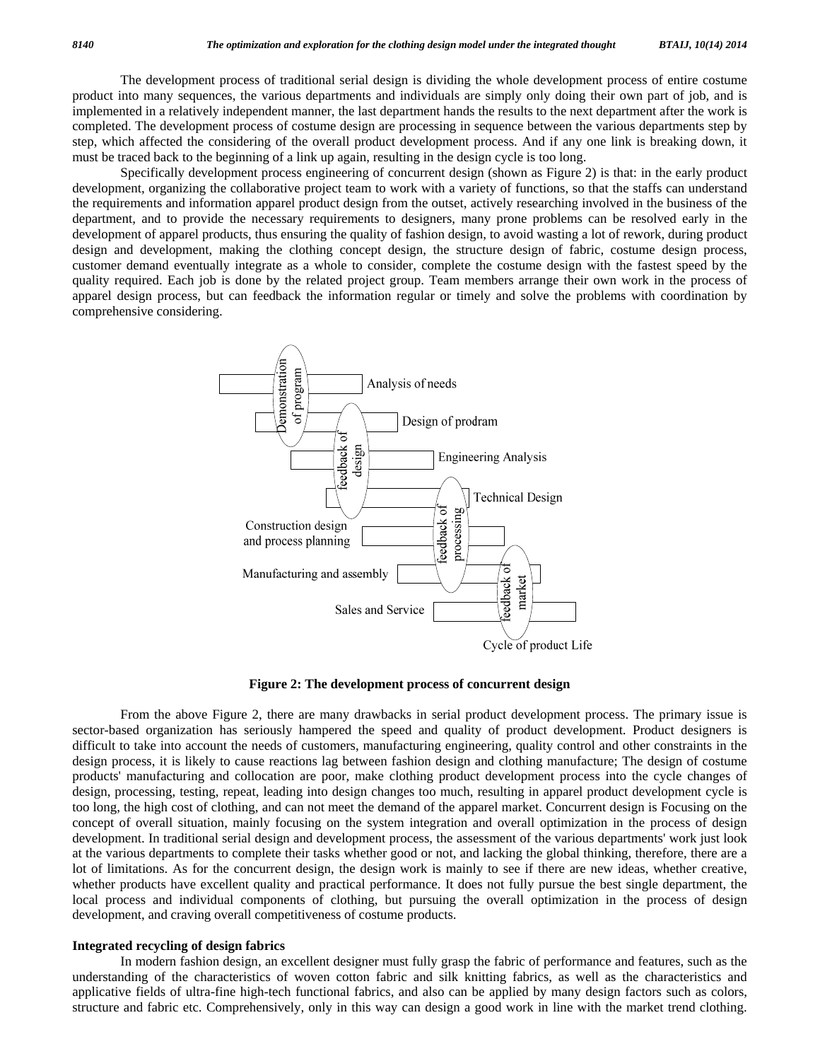The development process of traditional serial design is dividing the whole development process of entire costume product into many sequences, the various departments and individuals are simply only doing their own part of job, and is implemented in a relatively independent manner, the last department hands the results to the next department after the work is completed. The development process of costume design are processing in sequence between the various departments step by step, which affected the considering of the overall product development process. And if any one link is breaking down, it must be traced back to the beginning of a link up again, resulting in the design cycle is too long.

Specifically development process engineering of concurrent design (shown as Figure 2) is that: in the early product development, organizing the collaborative project team to work with a variety of functions, so that the staffs can understand the requirements and information apparel product design from the outset, actively researching involved in the business of the department, and to provide the necessary requirements to designers, many prone problems can be resolved early in the development of apparel products, thus ensuring the quality of fashion design, to avoid wasting a lot of rework, during product design and development, making the clothing concept design, the structure design of fabric, costume design process, customer demand eventually integrate as a whole to consider, complete the costume design with the fastest speed by the quality required. Each job is done by the related project group. Team members arrange their own work in the process of apparel design process, but can feedback the information regular or timely and solve the problems with coordination by comprehensive considering.

**Figure 2: The development process of concurrent design**

From the above Figure 2, there are many drawbacks in serial product development process. The primary issue is sector-based organization has seriously hampered the speed and quality of product development. Product designers is difficult to take into account the needs of customers, manufacturing engineering, quality control and other constraints in the design process, it is likely to cause reactions lag between fashion design and clothing manufacture; The design of costume products' manufacturing and collocation are poor, make clothing product development process into the cycle changes of design, processing, testing, repeat, leading into design changes too much, resulting in apparel product development cycle is too long, the high cost of clothing, and can not meet the demand of the apparel market. Concurrent design is Focusing on the concept of overall situation, mainly focusing on the system integration and overall optimization in the process of design development. In traditional serial design and development process, the assessment of the various departments' work just look at the various departments to complete their tasks whether good or not, and lacking the global thinking, therefore, there are a lot of limitations. As for the concurrent design, the design work is mainly to see if there are new ideas, whether creative, whether products have excellent quality and practical performance. It does not fully pursue the best single department, the local process and individual components of clothing, but pursuing the overall optimization in the process of design development, and craving overall competitiveness of costume products.

## Integrated recycling of design fabrics

In modern fashion design, an excellent designer must fully grasp the fabric of performance and features, such as the understanding of the characteristics of woven cotton fabric and silk knitting fabrics, as well as the characteristics and applicative fields of ultra-fine high-tech functional fabrics, and also can be applied by many design factors such as colors, structure and fabric etc. Comprehensively, only in this way can design a good work in line with the market trend clothing.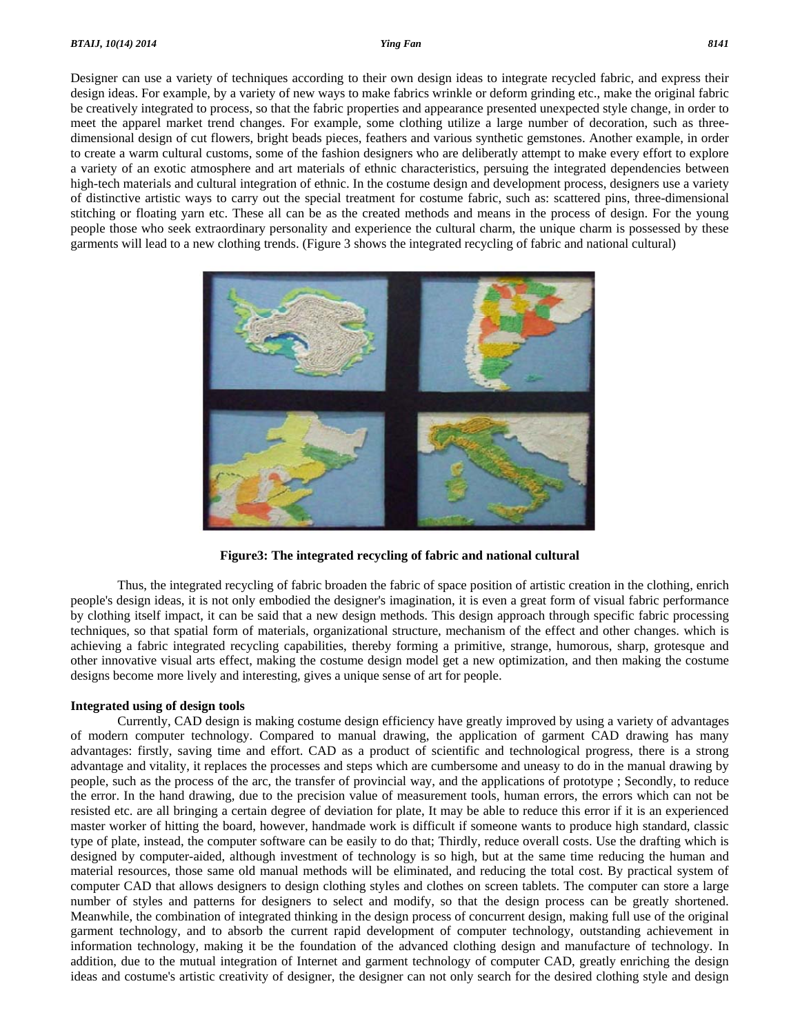Designer can use a variety of techniques according to their own design ideas to integrate recycled fabric, and express their design ideas. For example, by a variety of new ways to make fabrics wrinkle or deform grinding etc., make the original fabric be creatively integrated to process, so that the fabric properties and appearance presented unexpected style change, in order to meet the apparel market trend changes. For example, some clothing utilize a large number of decoration, such as three-dimensional design of cut flowers, bright beads pieces, feathers and various synthetic gemstones. Another example, in order to create a warm cultural customs, some of the fashion designers who are deliberatly attempt to make every effort to explore a variety of an exotic atmosphere and art materials of ethnic characteristics, persuing the integrated dependencies between high-tech materials and cultural integration of ethnic. In the costume design and development process, designers use a variety of distinctive artistic ways to carry out the special treatment for costume fabric, such as: scattered pins, three-dimensional stitching or floating yarn etc. These all can be as the created methods and means in the process of design. For the young people those who seek extraordinary personality and experience the cultural charm, the unique charm is possessed by these garments will lead to a new clothing trends. (Figure 3 shows the integrated recycling of fabric and national cultural)

**Figure3: The integrated recycling of fabric and national cultural**

Thus, the integrated recycling of fabric broaden the fabric of space position of artistic creation in the clothing, enrich people's design ideas, it is not only embodied the designer's imagination, it is even a great form of visual fabric performance by clothing itself impact, it can be said that a new design methods. This design approach through specific fabric processing techniques, so that spatial form of materials, organizational structure, mechanism of the effect and other changes. which is achieving a fabric integrated recycling capabilities, thereby forming a primitive, strange, humorous, sharp, grotesque and other innovative visual arts effect, making the costume design model get a new optimization, and then making the costume designs become more lively and interesting, gives a unique sense of art for people.

**Integrated using of design tools**

Currently, CAD design is making costume design efficiency have greatly improved by using a variety of advantages of modern computer technology. Compared to manual drawing, the application of garment CAD drawing has many advantages: firstly, saving time and effort. CAD as a product of scientific and technological progress, there is a strong advantage and vitality, it replaces the processes and steps which are cumbersome and uneasy to do in the manual drawing by people, such as the process of the arc, the transfer of provincial way, and the applications of prototype ; Secondly, to reduce the error. In the hand drawing, due to the precision value of measurement tools, human errors, the errors which can not be resisted etc. are all bringing a certain degree of deviation for plate, It may be able to reduce this error if it is an experienced master worker of hitting the board, however, handmade work is difficult if someone wants to produce high standard, classic type of plate, instead, the computer software can be easily to do that; Thirdly, reduce overall costs. Use the drafting which is designed by computer-aided, although investment of technology is so high, but at the same time reducing the human and material resources, those same old manual methods will be eliminated, and reducing the total cost. By practical system of computer CAD that allows designers to design clothing styles and clothes on screen tablets. The computer can store a large number of styles and patterns for designers to select and modify, so that the design process can be greatly shortened. Meanwhile, the combination of integrated thinking in the design process of concurrent design, making full use of the original garment technology, and to absorb the current rapid development of computer technology, outstanding achievement in information technology, making it be the foundation of the advanced clothing design and manufacture of technology. In addition, due to the mutual integration of Internet and garment technology of computer CAD, greatly enriching the design ideas and costume's artistic creativity of designer, the designer can not only search for the desired clothing style and design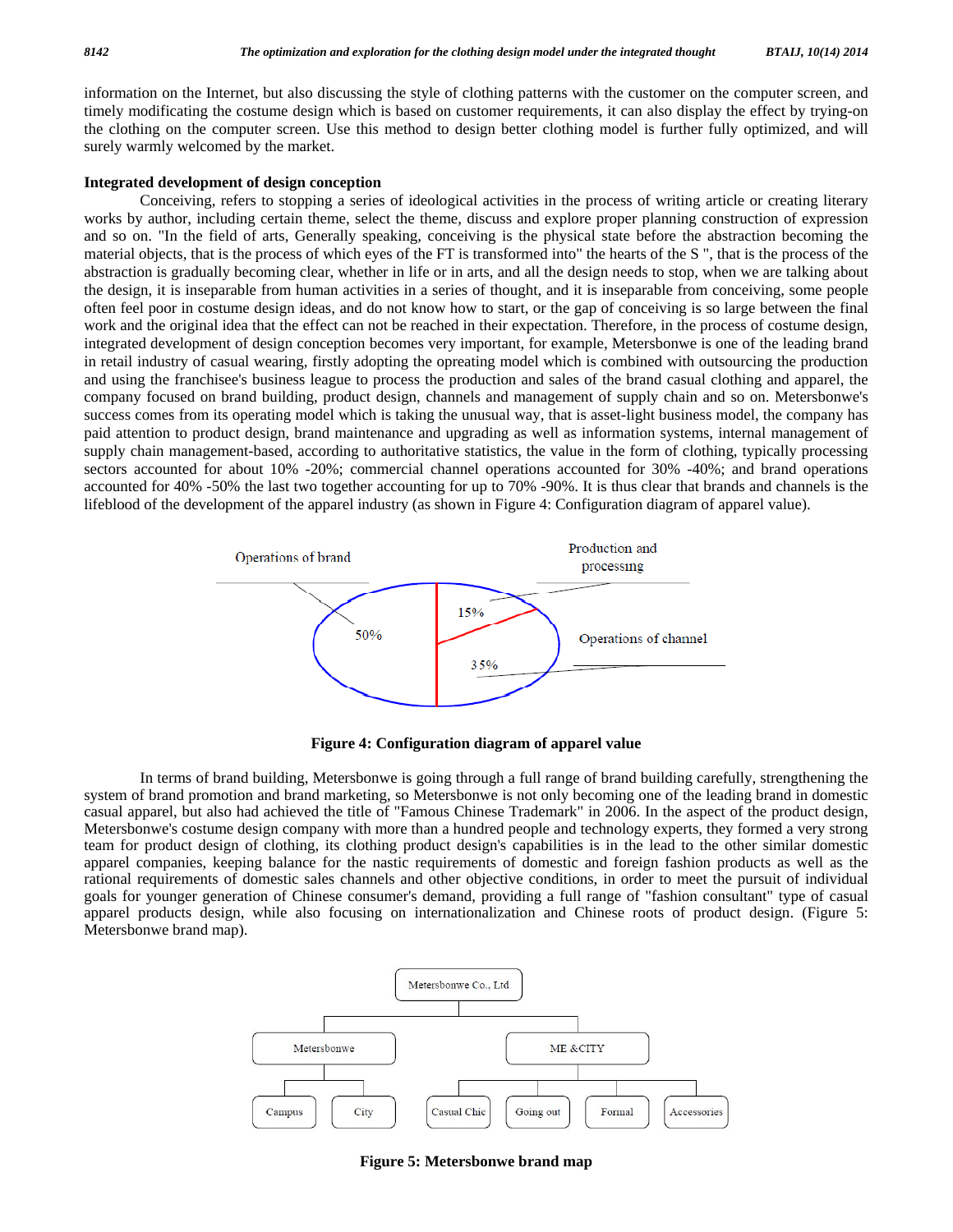information on the Internet, but also discussing the style of clothing patterns with the customer on the computer screen, and timely modificating the costume design which is based on customer requirements, it can also display the effect by trying-on the clothing on the computer screen. Use this method to design better clothing model is further fully optimized, and will surely warmly welcomed by the market.

**Integrated development of design conception**

Conceiving, refers to stopping a series of ideological activities in the process of writing article or creating literary works by author, including certain theme, select the theme, discuss and explore proper planning construction of expression and so on. "In the field of arts, Generally speaking, conceiving is the physical state before the abstraction becoming the material objects, that is the process of which eyes of the FT is transformed into" the hearts of the S ", that is the process of the abstraction is gradually becoming clear, whether in life or in arts, and all the design needs to stop, when we are talking about the design, it is inseparable from human activities in a series of thought, and it is inseparable from conceiving, some people often feel poor in costume design ideas, and do not know how to start, or the gap of conceiving is so large between the final work and the original idea that the effect can not be reached in their expectation. Therefore, in the process of costume design, integrated development of design conception becomes very important, for example, Metersbonwe is one of the leading brand in retail industry of casual wearing, firstly adopting the opreating model which is combined with outsourcing the production and using the franchisee's business league to process the production and sales of the brand casual clothing and apparel, the company focused on brand building, product design, channels and management of supply chain and so on. Metersbonwe's success comes from its operating model which is taking the unusual way, that is asset-light business model, the company has paid attention to product design, brand maintenance and upgrading as well as information systems, internal management of supply chain management-based, according to authoritative statistics, the value in the form of clothing, typically processing sectors accounted for about 10% -20%; commercial channel operations accounted for 30% -40%; and brand operations accounted for 40% -50% the last two together accounting for up to 70% -90%. It is thus clear that brands and channels is the lifeblood of the development of the apparel industry (as shown in Figure 4: Configuration diagram of apparel value).

**Figure 4: Configuration diagram of apparel value**

In terms of brand building, Metersbonwe is going through a full range of brand building carefully, strengthening the system of brand promotion and brand marketing, so Metersbonwe is not only becoming one of the leading brand in domestic casual apparel, but also had achieved the title of "Famous Chinese Trademark" in 2006. In the aspect of the product design, Metersbonwe's costume design company with more than a hundred people and technology experts, they formed a very strong team for product design of clothing, its clothing product design's capabilities is in the lead to the other similar domestic apparel companies, keeping balance for the nastic requirements of domestic and foreign fashion products as well as the rational requirements of domestic sales channels and other objective conditions, in order to meet the pursuit of individual goals for younger generation of Chinese consumer's demand, providing a full range of "fashion consultant" type of casual apparel products design, while also focusing on internationalization and Chinese roots of product design. (Figure 5: Metersbonwe brand map).

**Figure 5: Metersbonwe brand map**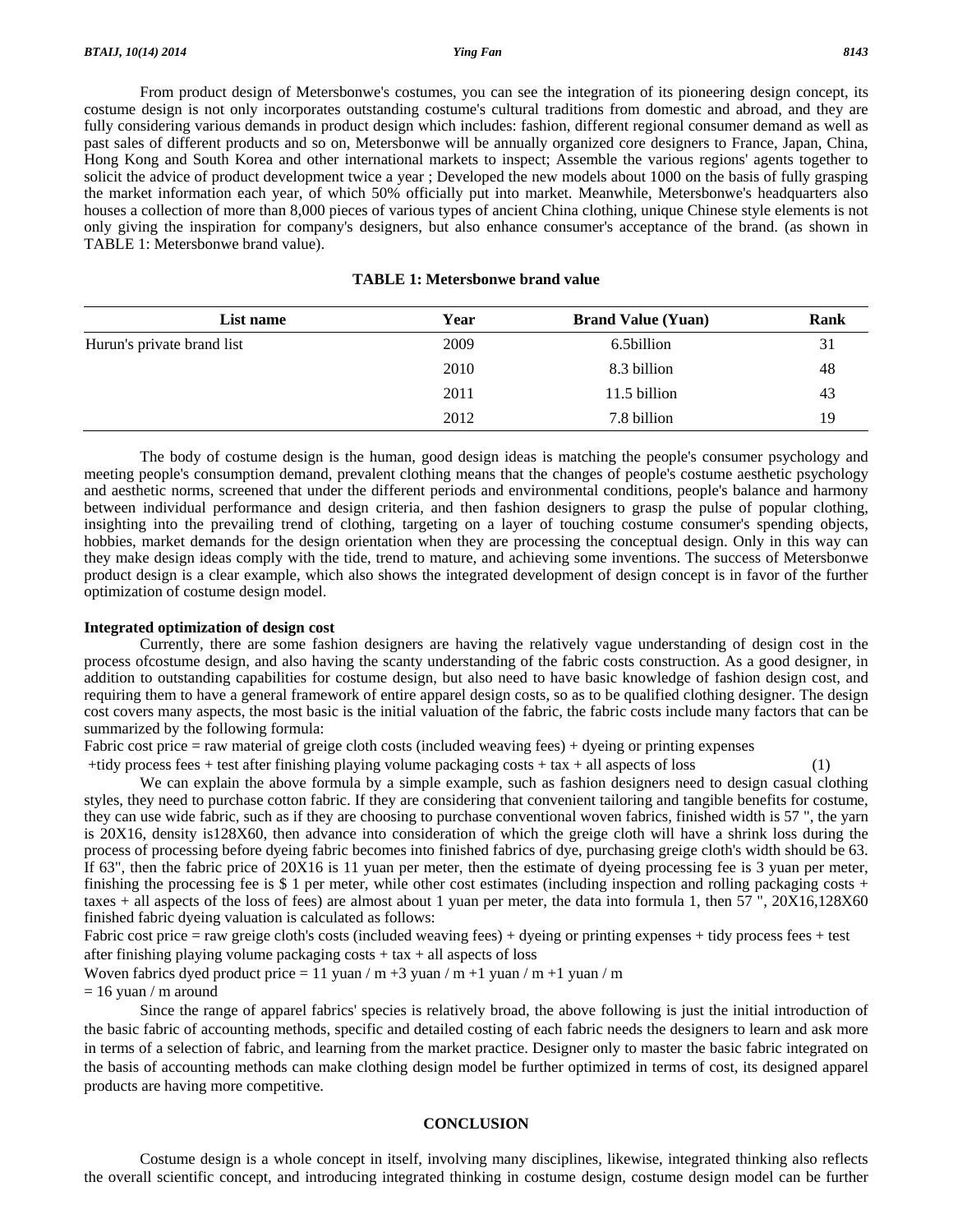From product design of Metersbonwe's costumes, you can see the integration of its pioneering design concept, its costume design is not only incorporates outstanding costume's cultural traditions from domestic and abroad, and they are fully considering various demands in product design which includes: fashion, different regional consumer demand as well as past sales of different products and so on, Metersbonwe will be annually organized core designers to France, Japan, China, Hong Kong and South Korea and other international markets to inspect; Assemble the various regions' agents together to solicit the advice of product development twice a year ; Developed the new models about 1000 on the basis of fully grasping the market information each year, of which 50% officially put into market. Meanwhile, Metersbonwe's headquarters also houses a collection of more than 8,000 pieces of various types of ancient China clothing, unique Chinese style elements is not only giving the inspiration for company's designers, but also enhance consumer's acceptance of the brand. (as shown in TABLE 1: Metersbonwe brand value).

**TABLE 1: Metersbonwe brand value**

| List name | Year | Brand Value (Yuan) | Rank |
|---|---|---|---|
| Hurun's private brand list | 2009 | 6.5billion | 31 |
| | 2010 | 8.3 billion | 48 |
| | 2011 | 11.5 billion | 43 |
| | 2012 | 7.8 billion | 19 |

The body of costume design is the human, good design ideas is matching the people's consumer psychology and meeting people's consumption demand, prevalent clothing means that the changes of people's costume aesthetic psychology and aesthetic norms, screened that under the different periods and environmental conditions, people's balance and harmony between individual performance and design criteria, and then fashion designers to grasp the pulse of popular clothing, insighting into the prevailing trend of clothing, targeting on a layer of touching costume consumer's spending objects, hobbies, market demands for the design orientation when they are processing the conceptual design. Only in this way can they make design ideas comply with the tide, trend to mature, and achieving some inventions. The success of Metersbonwe product design is a clear example, which also shows the integrated development of design concept is in favor of the further optimization of costume design model.

**Integrated optimization of design cost**

Currently, there are some fashion designers are having the relatively vague understanding of design cost in the process ofcostume design, and also having the scanty understanding of the fabric costs construction. As a good designer, in addition to outstanding capabilities for costume design, but also need to have basic knowledge of fashion design cost, and requiring them to have a general framework of entire apparel design costs, so as to be qualified clothing designer. The design cost covers many aspects, the most basic is the initial valuation of the fabric, the fabric costs include many factors that can be summarized by the following formula:

Fabric cost price = raw material of greige cloth costs (included weaving fees) + dyeing or printing expenses +tidy process fees + test after finishing playing volume packaging costs + tax + all aspects of loss (1)

We can explain the above formula by a simple example, such as fashion designers need to design casual clothing styles, they need to purchase cotton fabric. If they are considering that convenient tailoring and tangible benefits for costume, they can use wide fabric, such as if they are choosing to purchase conventional woven fabrics, finished width is 57 ", the yarn is 20X16, density is128X60, then advance into consideration of which the greige cloth will have a shrink loss during the process of processing before dyeing fabric becomes into finished fabrics of dye, purchasing greige cloth's width should be 63. If 63", then the fabric price of 20X16 is 11 yuan per meter, then the estimate of dyeing processing fee is 3 yuan per meter, finishing the processing fee is $ 1 per meter, while other cost estimates (including inspection and rolling packaging costs + taxes + all aspects of the loss of fees) are almost about 1 yuan per meter, the data into formula 1, then 57 ", 20X16,128X60 finished fabric dyeing valuation is calculated as follows:

Fabric cost price = raw greige cloth's costs (included weaving fees) + dyeing or printing expenses + tidy process fees + test after finishing playing volume packaging costs + tax + all aspects of loss

Woven fabrics dyed product price = 11 yuan / m +3 yuan / m +1 yuan / m +1 yuan / m

= 16 yuan / m around

Since the range of apparel fabrics' species is relatively broad, the above following is just the initial introduction of the basic fabric of accounting methods, specific and detailed costing of each fabric needs the designers to learn and ask more in terms of a selection of fabric, and learning from the market practice. Designer only to master the basic fabric integrated on the basis of accounting methods can make clothing design model be further optimized in terms of cost, its designed apparel products are having more competitive.

## CONCLUSION

Costume design is a whole concept in itself, involving many disciplines, likewise, integrated thinking also reflects the overall scientific concept, and introducing integrated thinking in costume design, costume design model can be further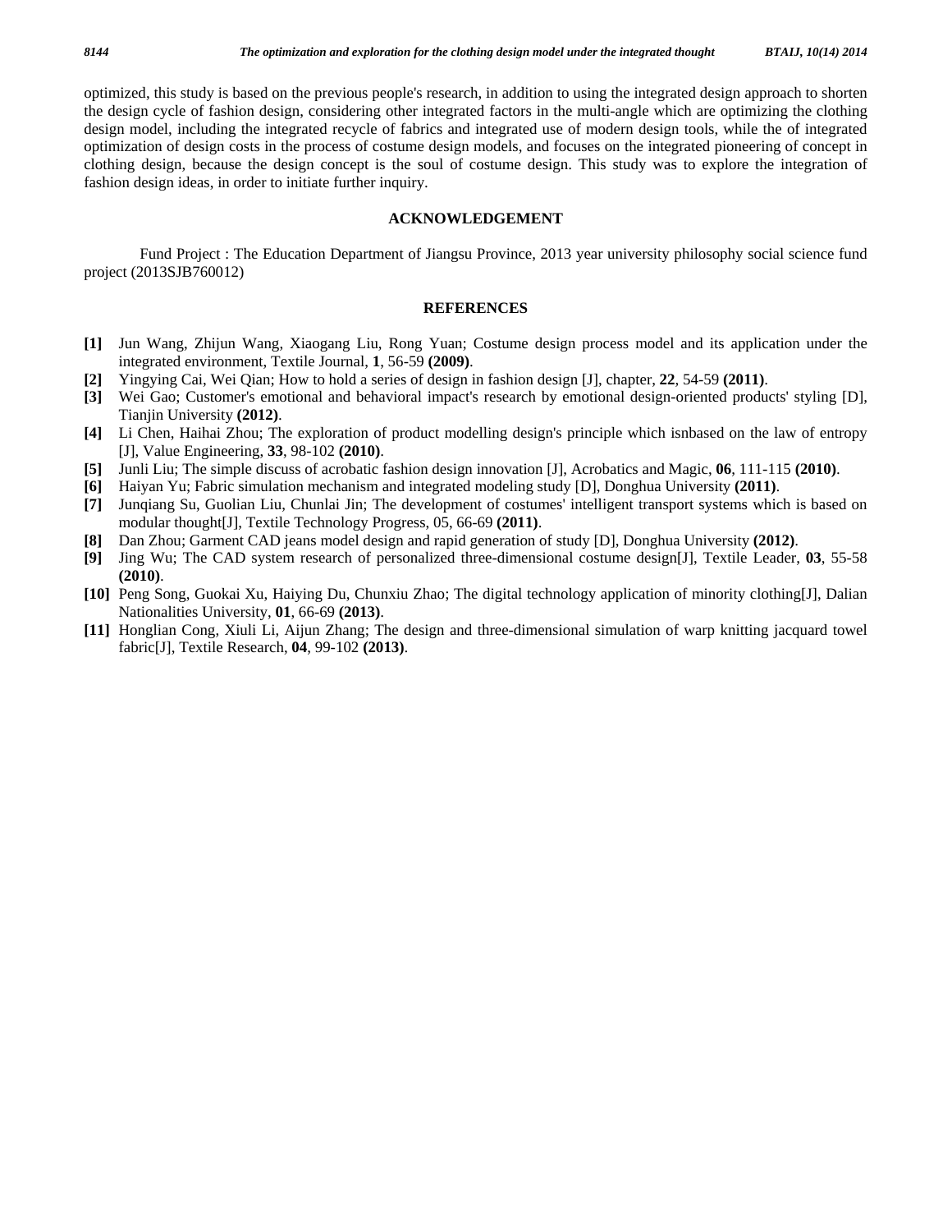optimized, this study is based on the previous people's research, in addition to using the integrated design approach to shorten the design cycle of fashion design, considering other integrated factors in the multi-angle which are optimizing the clothing design model, including the integrated recycle of fabrics and integrated use of modern design tools, while the of integrated optimization of design costs in the process of costume design models, and focuses on the integrated pioneering of concept in clothing design, because the design concept is the soul of costume design. This study was to explore the integration of fashion design ideas, in order to initiate further inquiry.

## ACKNOWLEDGEMENT

Fund Project : The Education Department of Jiangsu Province, 2013 year university philosophy social science fund project (2013SJB760012)

## REFERENCES

**[1]** Jun Wang, Zhijun Wang, Xiaogang Liu, Rong Yuan; Costume design process model and its application under the integrated environment, Textile Journal, **1**, 56-59 **(2009)**.

**[2]** Yingying Cai, Wei Qian; How to hold a series of design in fashion design [J], chapter, **22**, 54-59 **(2011)**.

**[3]** Wei Gao; Customer's emotional and behavioral impact's research by emotional design-oriented products' styling [D], Tianjin University **(2012)**.

**[4]** Li Chen, Haihai Zhou; The exploration of product modelling design's principle which isnbased on the law of entropy [J], Value Engineering, **33**, 98-102 **(2010)**.

**[5]** Junli Liu; The simple discuss of acrobatic fashion design innovation [J], Acrobatics and Magic, **06**, 111-115 **(2010)**.

**[6]** Haiyan Yu; Fabric simulation mechanism and integrated modeling study [D], Donghua University **(2011)**.

**[7]** Junqiang Su, Guolian Liu, Chunlai Jin; The development of costumes' intelligent transport systems which is based on modular thought[J], Textile Technology Progress, 05, 66-69 **(2011)**.

**[8]** Dan Zhou; Garment CAD jeans model design and rapid generation of study [D], Donghua University **(2012)**.

**[9]** Jing Wu; The CAD system research of personalized three-dimensional costume design[J], Textile Leader, **03**, 55-58 **(2010)**.

**[10]** Peng Song, Guokai Xu, Haiying Du, Chunxiu Zhao; The digital technology application of minority clothing[J], Dalian Nationalities University, **01**, 66-69 **(2013)**.

**[11]** Honglian Cong, Xiuli Li, Aijun Zhang; The design and three-dimensional simulation of warp knitting jacquard towel fabric[J], Textile Research, **04**, 99-102 **(2013)**.